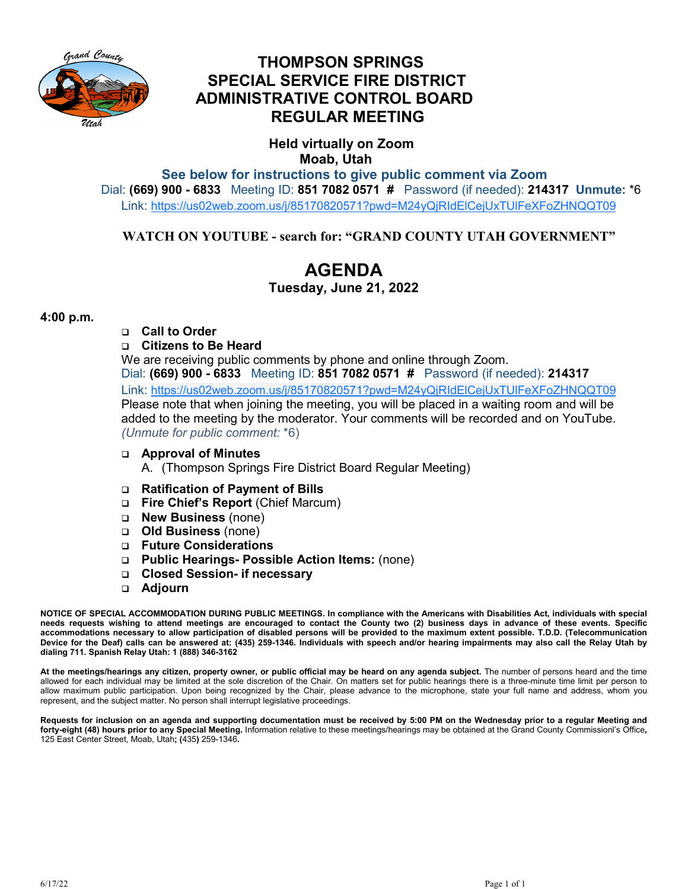# THOMPSON SPRINGS SPECIAL SERVICE FIRE DISTRICT ADMINISTRATIVE CONTROL BOARD REGULAR MEETING

**Held virtually on Zoom**
**Moab, Utah**

**See below for instructions to give public comment via Zoom**

Dial: **(669) 900 - 6833** Meeting ID: **851 7082 0571 #** Password (if needed): **214317** **Unmute:** *6

Link: https://us02web.zoom.us/j/85170820571?pwd=M24yQjRIdElCejUxTUlFeXFoZHNQQT09

**WATCH ON YOUTUBE - search for: "GRAND COUNTY UTAH GOVERNMENT"**

## AGENDA

**Tuesday, June 21, 2022**

**4:00 p.m.**

- **Call to Order**
- **Citizens to Be Heard**

We are receiving public comments by phone and online through Zoom.
Dial: **(669) 900 - 6833** Meeting ID: **851 7082 0571 #** Password (if needed): **214317**
Link: https://us02web.zoom.us/j/85170820571?pwd=M24yQjRIdElCejUxTUlFeXFoZHNQQT09
Please note that when joining the meeting, you will be placed in a waiting room and will be added to the meeting by the moderator. Your comments will be recorded and on YouTube. *(Unmute for public comment:* *6)

- **Approval of Minutes**
  A. (Thompson Springs Fire District Board Regular Meeting)
- **Ratification of Payment of Bills**
- **Fire Chief's Report** (Chief Marcum)
- **New Business** (none)
- **Old Business** (none)
- **Future Considerations**
- **Public Hearings- Possible Action Items:** (none)
- **Closed Session- if necessary**
- **Adjourn**

**NOTICE OF SPECIAL ACCOMMODATION DURING PUBLIC MEETINGS. In compliance with the Americans with Disabilities Act, individuals with special needs requests wishing to attend meetings are encouraged to contact the County two (2) business days in advance of these events. Specific accommodations necessary to allow participation of disabled persons will be provided to the maximum extent possible. T.D.D. (Telecommunication Device for the Deaf) calls can be answered at: (435) 259-1346. Individuals with speech and/or hearing impairments may also call the Relay Utah by dialing 711. Spanish Relay Utah: 1 (888) 346-3162**

**At the meetings/hearings any citizen, property owner, or public official may be heard on any agenda subject.** The number of persons heard and the time allowed for each individual may be limited at the sole discretion of the Chair. On matters set for public hearings there is a three-minute time limit per person to allow maximum public participation. Upon being recognized by the Chair, please advance to the microphone, state your full name and address, whom you represent, and the subject matter. No person shall interrupt legislative proceedings.

**Requests for inclusion on an agenda and supporting documentation must be received by 5:00 PM on the Wednesday prior to a regular Meeting and forty-eight (48) hours prior to any Special Meeting.** Information relative to these meetings/hearings may be obtained at the Grand County Commissionl's Office**,** 125 East Center Street, Moab, Utah**;** **(**435**)** 259-1346**.**

6/17/22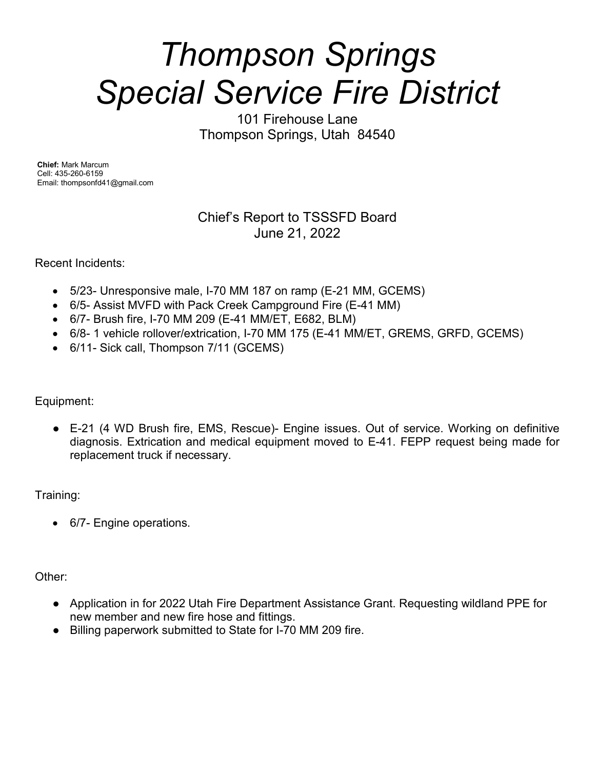# *Thompson Springs Special Service Fire District*

101 Firehouse Lane
Thompson Springs, Utah 84540

**Chief:** Mark Marcum
Cell: 435-260-6159
Email: thompsonfd41@gmail.com

Chief's Report to TSSSFD Board
June 21, 2022

Recent Incidents:

- 5/23- Unresponsive male, I-70 MM 187 on ramp (E-21 MM, GCEMS)
- 6/5- Assist MVFD with Pack Creek Campground Fire (E-41 MM)
- 6/7- Brush fire, I-70 MM 209 (E-41 MM/ET, E682, BLM)
- 6/8- 1 vehicle rollover/extrication, I-70 MM 175 (E-41 MM/ET, GREMS, GRFD, GCEMS)
- 6/11- Sick call, Thompson 7/11 (GCEMS)

Equipment:

- E-21 (4 WD Brush fire, EMS, Rescue)- Engine issues. Out of service. Working on definitive diagnosis. Extrication and medical equipment moved to E-41. FEPP request being made for replacement truck if necessary.

Training:

- 6/7- Engine operations.

Other:

- Application in for 2022 Utah Fire Department Assistance Grant. Requesting wildland PPE for new member and new fire hose and fittings.
- Billing paperwork submitted to State for I-70 MM 209 fire.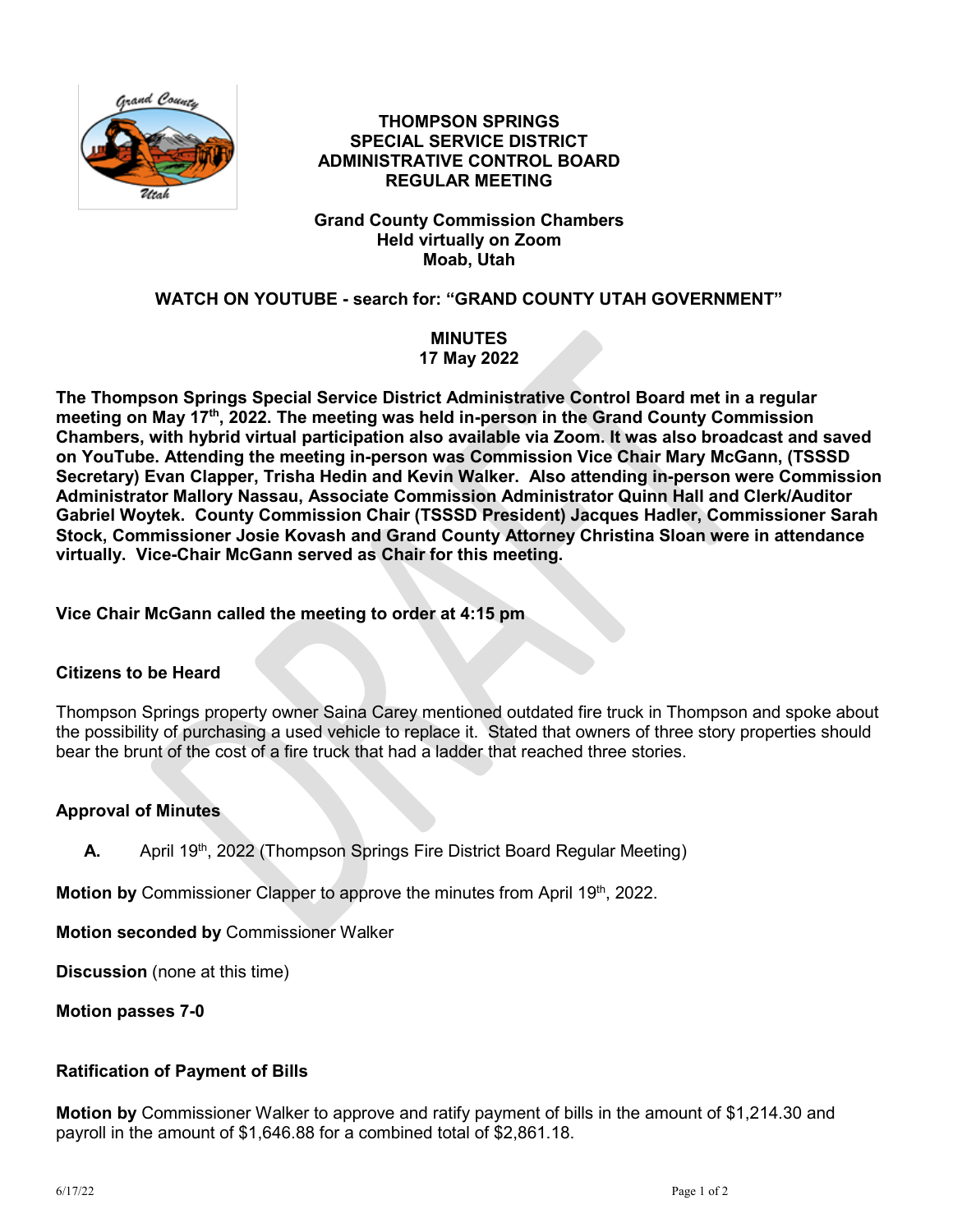# THOMPSON SPRINGS SPECIAL SERVICE DISTRICT ADMINISTRATIVE CONTROL BOARD REGULAR MEETING

**Grand County Commission Chambers**
**Held virtually on Zoom**
**Moab, Utah**

**WATCH ON YOUTUBE - search for: "GRAND COUNTY UTAH GOVERNMENT"**

**MINUTES**
**17 May 2022**

**The Thompson Springs Special Service District Administrative Control Board met in a regular meeting on May 17th, 2022. The meeting was held in-person in the Grand County Commission Chambers, with hybrid virtual participation also available via Zoom. It was also broadcast and saved on YouTube. Attending the meeting in-person was Commission Vice Chair Mary McGann, (TSSSD Secretary) Evan Clapper, Trisha Hedin and Kevin Walker. Also attending in-person were Commission Administrator Mallory Nassau, Associate Commission Administrator Quinn Hall and Clerk/Auditor Gabriel Woytek. County Commission Chair (TSSSD President) Jacques Hadler, Commissioner Sarah Stock, Commissioner Josie Kovash and Grand County Attorney Christina Sloan were in attendance virtually. Vice-Chair McGann served as Chair for this meeting.**

**Vice Chair McGann called the meeting to order at 4:15 pm**

**Citizens to be Heard**

Thompson Springs property owner Saina Carey mentioned outdated fire truck in Thompson and spoke about the possibility of purchasing a used vehicle to replace it. Stated that owners of three story properties should bear the brunt of the cost of a fire truck that had a ladder that reached three stories.

**Approval of Minutes**

**A.** April 19th, 2022 (Thompson Springs Fire District Board Regular Meeting)

**Motion by** Commissioner Clapper to approve the minutes from April 19th, 2022.

**Motion seconded by** Commissioner Walker

**Discussion** (none at this time)

**Motion passes 7-0**

**Ratification of Payment of Bills**

**Motion by** Commissioner Walker to approve and ratify payment of bills in the amount of $1,214.30 and payroll in the amount of $1,646.88 for a combined total of $2,861.18.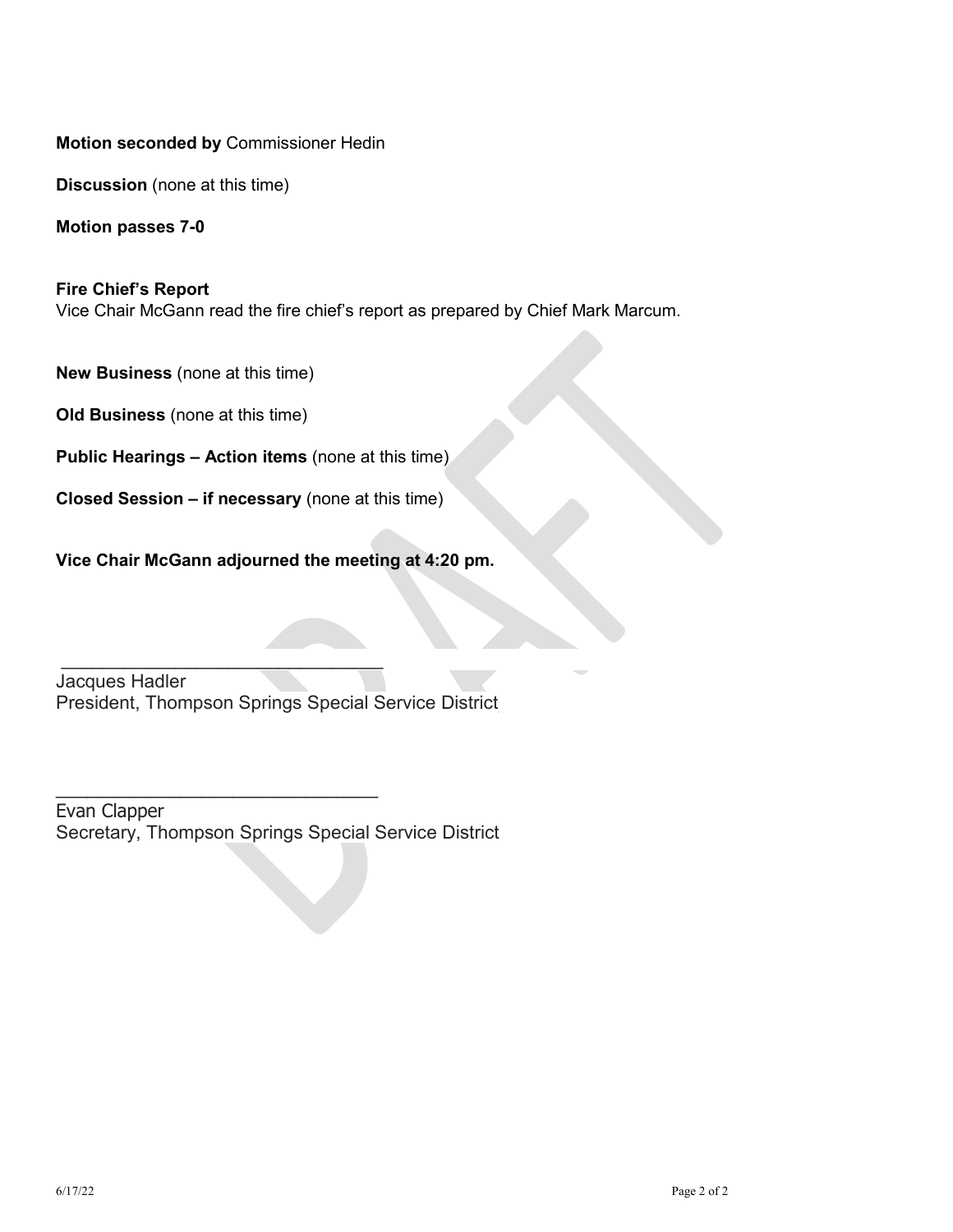**Motion seconded by** Commissioner Hedin

**Discussion** (none at this time)

**Motion passes 7-0**

**Fire Chief's Report**
Vice Chair McGann read the fire chief's report as prepared by Chief Mark Marcum.

**New Business** (none at this time)

**Old Business** (none at this time)

**Public Hearings – Action items** (none at this time)

**Closed Session – if necessary** (none at this time)

**Vice Chair McGann adjourned the meeting at 4:20 pm.**

\_\_\_\_\_\_\_\_\_\_\_\_\_\_\_\_\_\_\_\_\_\_\_\_\_\_\_\_\_\_\_\_\_\_
Jacques Hadler
President, Thompson Springs Special Service District

\_\_\_\_\_\_\_\_\_\_\_\_\_\_\_\_\_\_\_\_\_\_\_\_\_\_\_\_\_\_\_\_\_\_
Evan Clapper
Secretary, Thompson Springs Special Service District

6/17/22